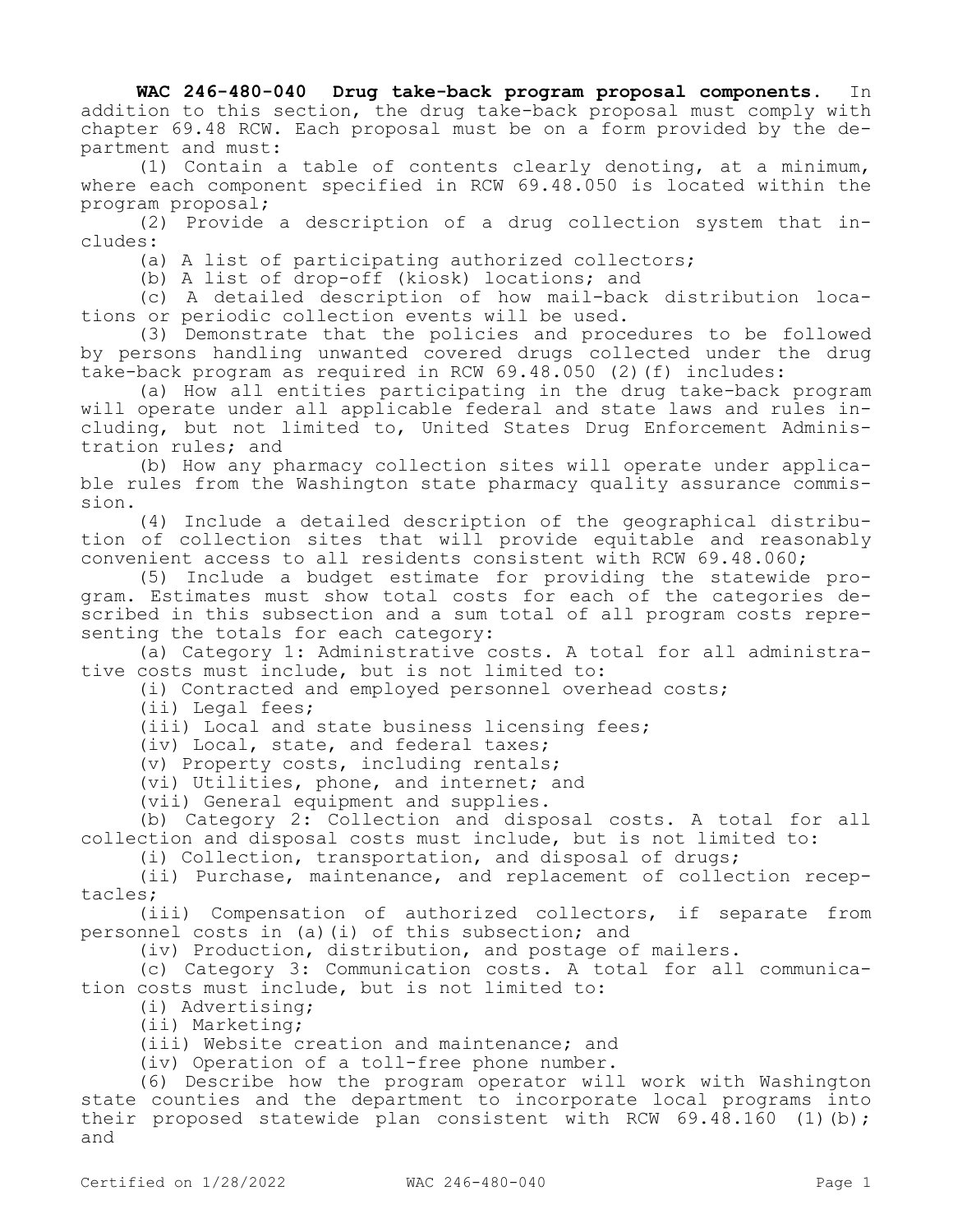**WAC 246-480-040 Drug take-back program proposal components.** In addition to this section, the drug take-back proposal must comply with chapter 69.48 RCW. Each proposal must be on a form provided by the department and must:

(1) Contain a table of contents clearly denoting, at a minimum, where each component specified in RCW 69.48.050 is located within the program proposal;

(2) Provide a description of a drug collection system that includes:

(a) A list of participating authorized collectors;

(b) A list of drop-off (kiosk) locations; and

(c) A detailed description of how mail-back distribution locations or periodic collection events will be used.

(3) Demonstrate that the policies and procedures to be followed by persons handling unwanted covered drugs collected under the drug take-back program as required in RCW 69.48.050 (2)(f) includes:

(a) How all entities participating in the drug take-back program will operate under all applicable federal and state laws and rules including, but not limited to, United States Drug Enforcement Administration rules; and

(b) How any pharmacy collection sites will operate under applicable rules from the Washington state pharmacy quality assurance commission.

(4) Include a detailed description of the geographical distribution of collection sites that will provide equitable and reasonably convenient access to all residents consistent with RCW 69.48.060;

(5) Include a budget estimate for providing the statewide program. Estimates must show total costs for each of the categories described in this subsection and a sum total of all program costs representing the totals for each category:

(a) Category 1: Administrative costs. A total for all administrative costs must include, but is not limited to:

(i) Contracted and employed personnel overhead costs;

(ii) Legal fees;

(iii) Local and state business licensing fees;

(iv) Local, state, and federal taxes;

(v) Property costs, including rentals;

(vi) Utilities, phone, and internet; and

(vii) General equipment and supplies.

(b) Category 2: Collection and disposal costs. A total for all collection and disposal costs must include, but is not limited to:

(i) Collection, transportation, and disposal of drugs;

(ii) Purchase, maintenance, and replacement of collection receptacles;

(iii) Compensation of authorized collectors, if separate from personnel costs in (a)(i) of this subsection; and

(iv) Production, distribution, and postage of mailers.

(c) Category 3: Communication costs. A total for all communication costs must include, but is not limited to:

(i) Advertising;

(ii) Marketing;

(iii) Website creation and maintenance; and

(iv) Operation of a toll-free phone number.

(6) Describe how the program operator will work with Washington state counties and the department to incorporate local programs into their proposed statewide plan consistent with RCW 69.48.160 (1)(b); and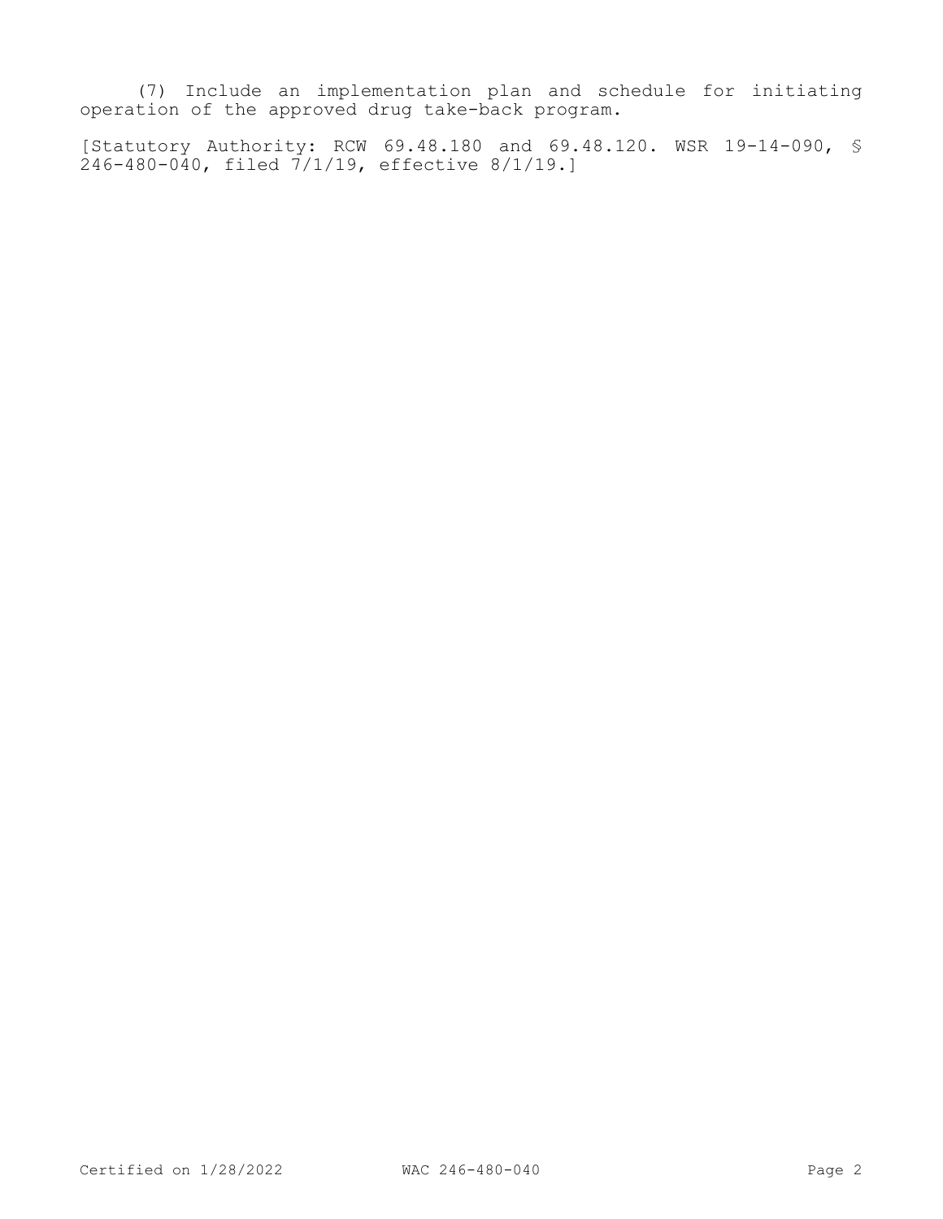(7) Include an implementation plan and schedule for initiating operation of the approved drug take-back program.

[Statutory Authority: RCW 69.48.180 and 69.48.120. WSR 19-14-090, § 246-480-040, filed 7/1/19, effective 8/1/19.]